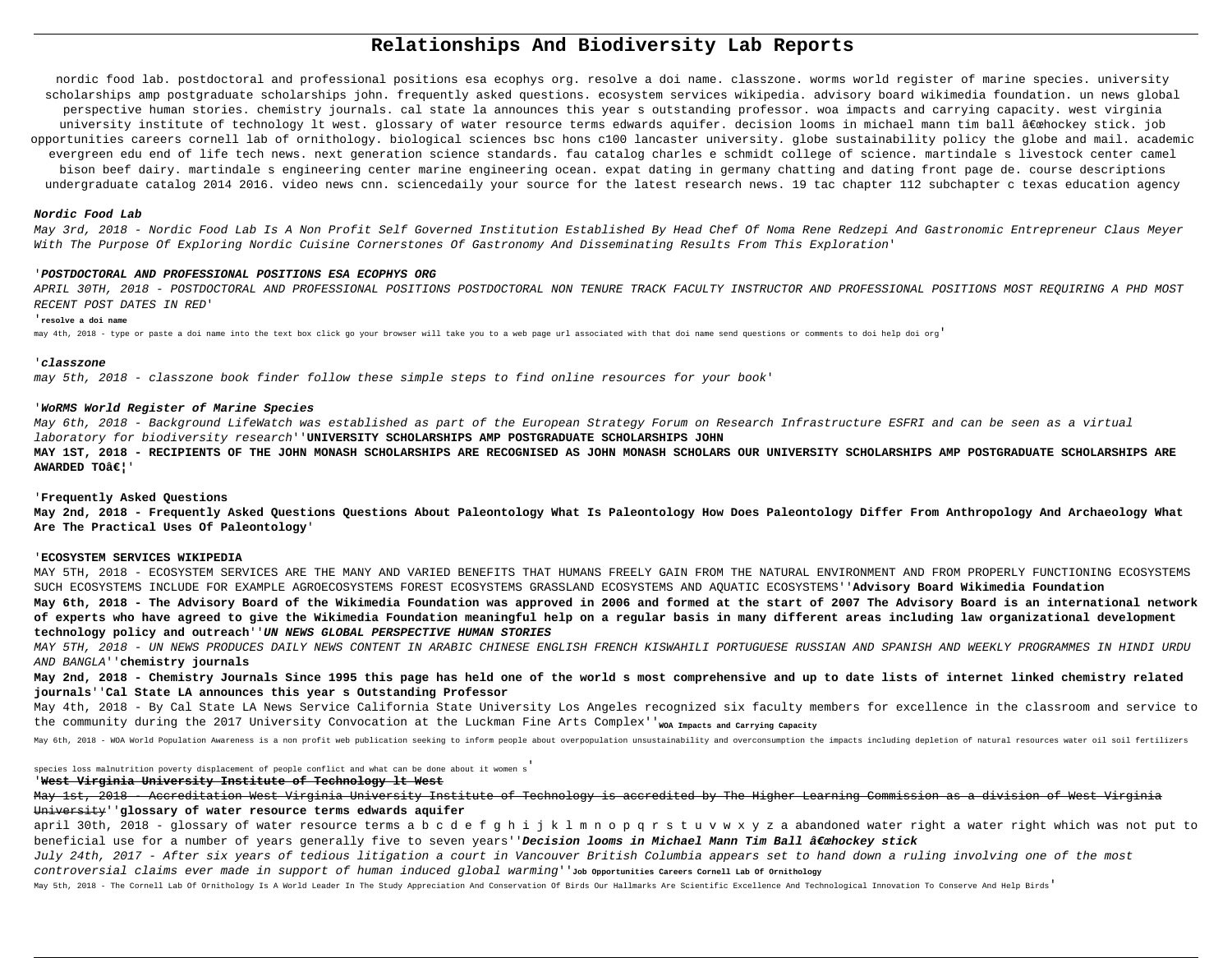# Relationships And Biodiversity Lab Reports

nordic food lab. postdoctoral and professional positions esa ecophys org. resolve a doi name. classzone. worms world register of marine species. university scholarships amp postgraduate scholarships john. frequently asked questions. ecosystem services wikipedia. advisory board wikimedia foundation. un news global perspective human stories. chemistry journals. cal state la announces this year s outstanding professor. woa impacts and carrying capacity. west virginia university institute of technology lt west. glossary of water resource terms edwards aquifer. decision looms in michael mann tim ball â€œhockey stick. job opportunities careers cornell lab of ornithology. biological sciences bsc hons c100 lancaster university. globe sustainability policy the globe and mail. academic evergreen edu end of life tech news. next generation science standards. fau catalog charles e schmidt college of science. martindale s livestock center camel bison beef dairy. martindale s engineering center marine engineering ocean. expat dating in germany chatting and dating front page de. course descriptions undergraduate catalog 2014 2016. video news cnn. sciencedaily your source for the latest research news. 19 tac chapter 112 subchapter c texas education agency

**Nordic Food Lab**

May 3rd, 2018 - Nordic Food Lab Is A Non Profit Self Governed Institution Established By Head Chef Of Noma Rene Redzepi And Gastronomic Entrepreneur Claus Meyer With The Purpose Of Exploring Nordic Cuisine Cornerstones Of Gastronomy And Disseminating Results From This Exploration'

'**POSTDOCTORAL AND PROFESSIONAL POSITIONS ESA ECOPHYS ORG**

APRIL 30TH, 2018 - POSTDOCTORAL AND PROFESSIONAL POSITIONS POSTDOCTORAL NON TENURE TRACK FACULTY INSTRUCTOR AND PROFESSIONAL POSITIONS MOST REQUIRING A PHD MOST RECENT POST DATES IN RED'

'**resolve a doi name**

may 4th, 2018 - type or paste a doi name into the text box click go your browser will take you to a web page url associated with that doi name send questions or comments to doi help doi org'

'**classzone**

may 5th, 2018 - classzone book finder follow these simple steps to find online resources for your book'

'**WoRMS World Register of Marine Species**

May 6th, 2018 - Background LifeWatch was established as part of the European Strategy Forum on Research Infrastructure ESFRI and can be seen as a virtual laboratory for biodiversity research''**UNIVERSITY SCHOLARSHIPS AMP POSTGRADUATE SCHOLARSHIPS JOHN**

**MAY 1ST, 2018 - RECIPIENTS OF THE JOHN MONASH SCHOLARSHIPS ARE RECOGNISED AS JOHN MONASH SCHOLARS OUR UNIVERSITY SCHOLARSHIPS AMP POSTGRADUATE SCHOLARSHIPS ARE AWARDED TOâ€¦**'

'**Frequently Asked Questions**

**May 2nd, 2018 - Frequently Asked Questions Questions About Paleontology What Is Paleontology How Does Paleontology Differ From Anthropology And Archaeology What Are The Practical Uses Of Paleontology**'

'**ECOSYSTEM SERVICES WIKIPEDIA**

MAY 5TH, 2018 - ECOSYSTEM SERVICES ARE THE MANY AND VARIED BENEFITS THAT HUMANS FREELY GAIN FROM THE NATURAL ENVIRONMENT AND FROM PROPERLY FUNCTIONING ECOSYSTEMS SUCH ECOSYSTEMS INCLUDE FOR EXAMPLE AGROECOSYSTEMS FOREST ECOSYSTEMS GRASSLAND ECOSYSTEMS AND AQUATIC ECOSYSTEMS''**Advisory Board Wikimedia Foundation**

**May 6th, 2018 - The Advisory Board of the Wikimedia Foundation was approved in 2006 and formed at the start of 2007 The Advisory Board is an international network of experts who have agreed to give the Wikimedia Foundation meaningful help on a regular basis in many different areas including law organizational development technology policy and outreach**''***UN NEWS GLOBAL PERSPECTIVE HUMAN STORIES***

*MAY 5TH, 2018 - UN NEWS PRODUCES DAILY NEWS CONTENT IN ARABIC CHINESE ENGLISH FRENCH KISWAHILI PORTUGUESE RUSSIAN AND SPANISH AND WEEKLY PROGRAMMES IN HINDI URDU AND BANGLA*''**chemistry journals**

**May 2nd, 2018 - Chemistry Journals Since 1995 this page has held one of the world s most comprehensive and up to date lists of internet linked chemistry related journals**''**Cal State LA announces this year s Outstanding Professor**

May 4th, 2018 - By Cal State LA News Service California State University Los Angeles recognized six faculty members for excellence in the classroom and service to the community during the 2017 University Convocation at the Luckman Fine Arts Complex''**WOA Impacts and Carrying Capacity**

May 6th, 2018 - WOA World Population Awareness is a non profit web publication seeking to inform people about overpopulation unsustainability and overconsumption the impacts including depletion of natural resources water oil soil fertilizers species loss malnutrition poverty displacement of people conflict and what can be done about it women s'

'**West Virginia University Institute of Technology lt West**

May 1st, 2018 - Accreditation West Virginia University Institute of Technology is accredited by The Higher Learning Commission as a division of West Virginia University''**glossary of water resource terms edwards aquifer**

april 30th, 2018 - glossary of water resource terms a b c d e f g h i j k l m n o p q r s t u v w x y z a abandoned water right a water right which was not put to beneficial use for a number of years generally five to seven years''***Decision looms in Michael Mann Tim Ball â€œhockey stick***

*July 24th, 2017 - After six years of tedious litigation a court in Vancouver British Columbia appears set to hand down a ruling involving one of the most controversial claims ever made in support of human induced global warming*''**Job Opportunities Careers Cornell Lab Of Ornithology**

May 5th, 2018 - The Cornell Lab Of Ornithology Is A World Leader In The Study Appreciation And Conservation Of Birds Our Hallmarks Are Scientific Excellence And Technological Innovation To Conserve And Help Birds'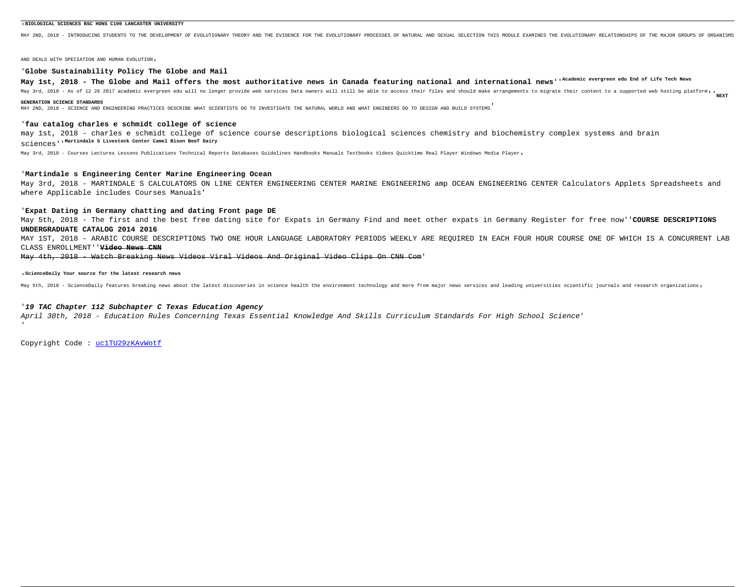**'BIOLOGICAL SCIENCES BSC HONS C100 LANCASTER UNIVERSITY**

MAY 2ND, 2018 - INTRODUCING STUDENTS TO THE DEVELOPMENT OF EVOLUTIONARY THEORY AND THE EVIDENCE FOR THE EVOLUTIONARY PROCESSES OF NATURAL AND SEXUAL SELECTION THIS MODULE EXAMINES THE EVOLUTIONARY RELATIONSHIPS OF THE MAJOR GROUPS OF ORGANISMS AND DEALS WITH SPECIATION AND HUMAN EVOLUTION'

**'Globe Sustainability Policy The Globe and Mail**

**May 1st, 2018 - The Globe and Mail offers the most authoritative news in Canada featuring national and international news''Academic evergreen edu End of Life Tech News**

May 3rd, 2018 - As of 12 26 2017 academic evergreen edu will no longer provide web services Data owners will still be able to access their files and should make arrangements to migrate their content to a supported web hosting platform''**NEXT GENERATION SCIENCE STANDARDS**

MAY 2ND, 2018 - SCIENCE AND ENGINEERING PRACTICES DESCRIBE WHAT SCIENTISTS DO TO INVESTIGATE THE NATURAL WORLD AND WHAT ENGINEERS DO TO DESIGN AND BUILD SYSTEMS'

**'fau catalog charles e schmidt college of science**

may 1st, 2018 - charles e schmidt college of science course descriptions biological sciences chemistry and biochemistry complex systems and brain sciences''**Martindale S Livestock Center Camel Bison Beef Dairy**

May 3rd, 2018 - Courses Lectures Lessons Publications Technical Reports Databases Guidelines Handbooks Manuals Textbooks Videos Quicktime Real Player Windows Media Player'

**'Martindale s Engineering Center Marine Engineering Ocean**

May 3rd, 2018 - MARTINDALE S CALCULATORS ON LINE CENTER ENGINEERING CENTER MARINE ENGINEERING amp OCEAN ENGINEERING CENTER Calculators Applets Spreadsheets and where Applicable includes Courses Manuals'

**'Expat Dating in Germany chatting and dating Front page DE**

May 5th, 2018 - The first and the best free dating site for Expats in Germany Find and meet other expats in Germany Register for free now''**COURSE DESCRIPTIONS UNDERGRADUATE CATALOG 2014 2016**

MAY 1ST, 2018 - ARABIC COURSE DESCRIPTIONS TWO ONE HOUR LANGUAGE LABORATORY PERIODS WEEKLY ARE REQUIRED IN EACH FOUR HOUR COURSE ONE OF WHICH IS A CONCURRENT LAB CLASS ENROLLMENT''~~**Video News CNN**~~

~~May 4th, 2018 - Watch Breaking News Videos Viral Videos And Original Video Clips On CNN Com~~'

**'ScienceDaily Your source for the latest research news**

May 5th, 2018 - ScienceDaily features breaking news about the latest discoveries in science health the environment technology and more from major news services and leading universities scientific journals and research organizations'

***'19 TAC Chapter 112 Subchapter C Texas Education Agency***

*April 30th, 2018 - Education Rules Concerning Texas Essential Knowledge And Skills Curriculum Standards For High School Science'*
'

Copyright Code : uc1TU29zKAvWotf